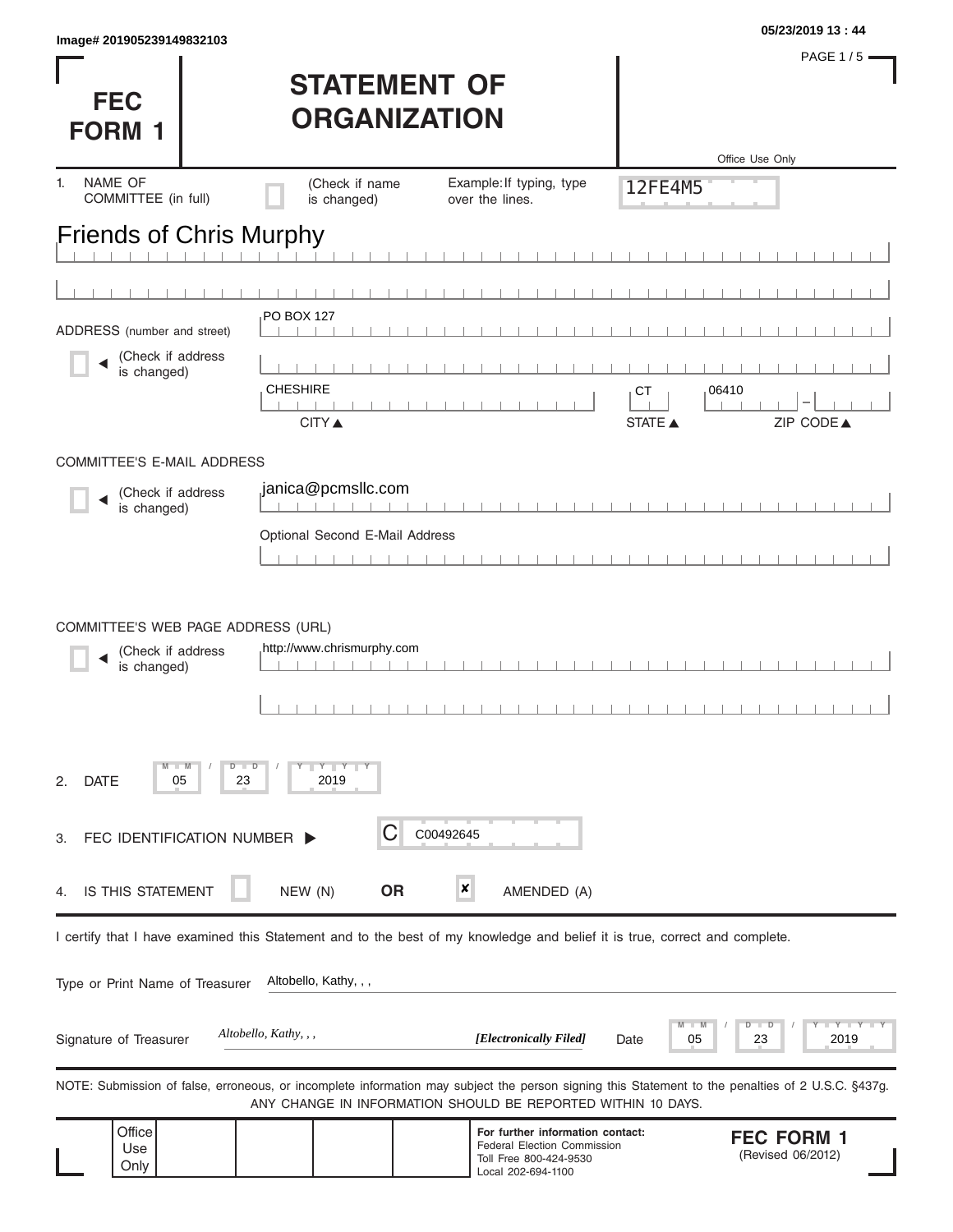Image# 201905239149832103

05/23/2019 13 : 44

# FEC FORM 1

# STATEMENT OF ORGANIZATION

Office Use Only

12FE4M5

1. NAME OF COMMITTEE (in full) (Check if name is changed) Example: If typing, type over the lines.

Friends of Chris Murphy

ADDRESS (number and street) (Check if address is changed)

PO BOX 127

CHESHIRE | CT | 06410

CITY ▲ STATE ▲ ZIP CODE ▲

COMMITTEE'S E-MAIL ADDRESS (Check if address is changed)

janica@pcmsllc.com

Optional Second E-Mail Address

COMMITTEE'S WEB PAGE ADDRESS (URL) (Check if address is changed)

http://www.chrismurphy.com

2. DATE 05 / 23 / 2019

3. FEC IDENTIFICATION NUMBER ▶ C C00492645

4. IS THIS STATEMENT ☐ NEW (N) **OR** ☒ AMENDED (A)

I certify that I have examined this Statement and to the best of my knowledge and belief it is true, correct and complete.

Type or Print Name of Treasurer: Altobello, Kathy, , ,

Signature of Treasurer: *Altobello, Kathy, , ,* ***[Electronically Filed]*** Date 05 / 23 / 2019

NOTE: Submission of false, erroneous, or incomplete information may subject the person signing this Statement to the penalties of 2 U.S.C. §437g. ANY CHANGE IN INFORMATION SHOULD BE REPORTED WITHIN 10 DAYS.

Office Use Only

**For further information contact:**
Federal Election Commission
Toll Free 800-424-9530
Local 202-694-1100

**FEC FORM 1**
(Revised 06/2012)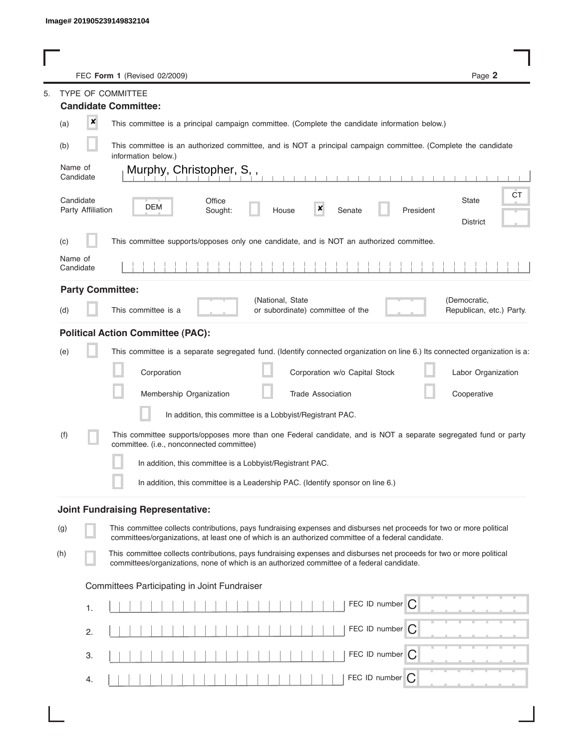Image# 201905239149832104

FEC **Form 1** (Revised 02/2009)

5. TYPE OF COMMITTEE

### Candidate Committee:

(a) [x] This committee is a principal campaign committee. (Complete the candidate information below.)

(b) [ ] This committee is an authorized committee, and is NOT a principal campaign committee. (Complete the candidate information below.)

Name of Candidate: Murphy, Christopher, S, ,

Candidate Party Affiliation: DEM

Office Sought: [ ] House [x] Senate [ ] President

State: CT

District:

(c) [ ] This committee supports/opposes only one candidate, and is NOT an authorized committee.

Name of Candidate:

### Party Committee:

(d) [ ] This committee is a ______ (National, State or subordinate) committee of the ______ (Democratic, Republican, etc.) Party.

### Political Action Committee (PAC):

(e) [ ] This committee is a separate segregated fund. (Identify connected organization on line 6.) Its connected organization is a:

- [ ] Corporation
- [ ] Corporation w/o Capital Stock
- [ ] Labor Organization
- [ ] Membership Organization
- [ ] Trade Association
- [ ] Cooperative

[ ] In addition, this committee is a Lobbyist/Registrant PAC.

(f) [ ] This committee supports/opposes more than one Federal candidate, and is NOT a separate segregated fund or party committee. (i.e., nonconnected committee)

[ ] In addition, this committee is a Lobbyist/Registrant PAC.

[ ] In addition, this committee is a Leadership PAC. (Identify sponsor on line 6.)

### Joint Fundraising Representative:

(g) [ ] This committee collects contributions, pays fundraising expenses and disburses net proceeds for two or more political committees/organizations, at least one of which is an authorized committee of a federal candidate.

(h) [ ] This committee collects contributions, pays fundraising expenses and disburses net proceeds for two or more political committees/organizations, none of which is an authorized committee of a federal candidate.

Committees Participating in Joint Fundraiser

1. ______ FEC ID number C
2. ______ FEC ID number C
3. ______ FEC ID number C
4. ______ FEC ID number C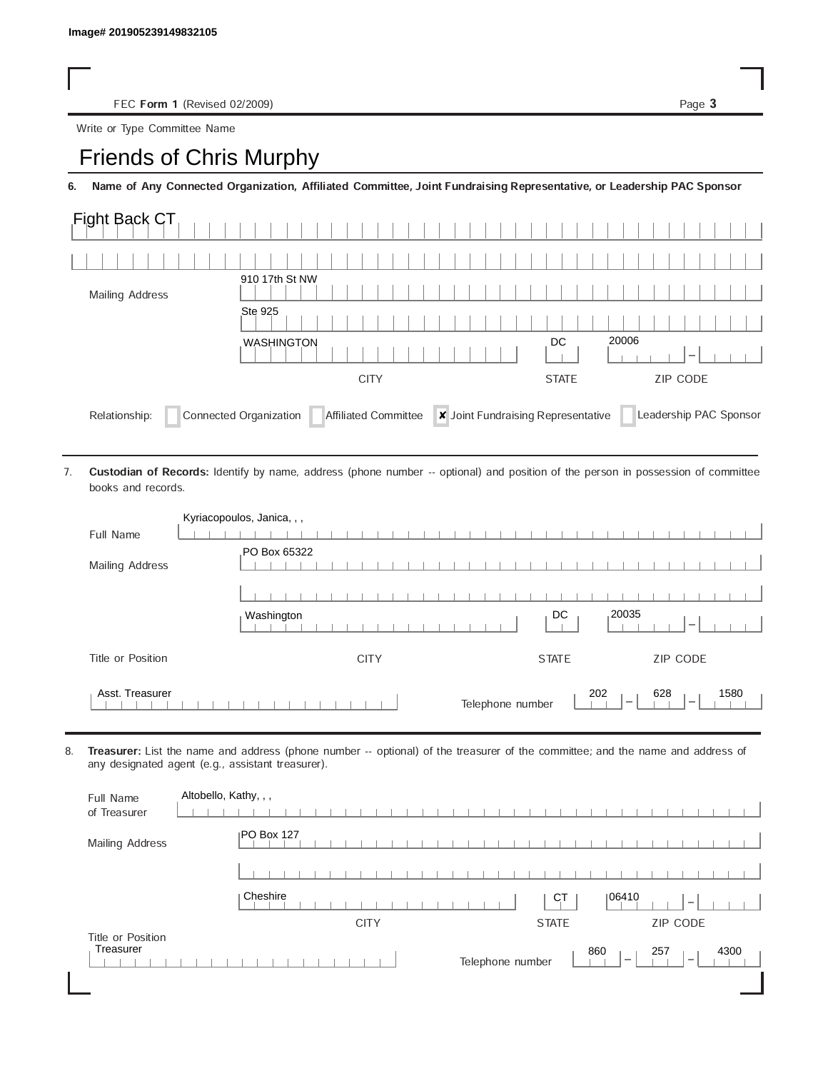Image# 201905239149832105

FEC **Form 1** (Revised 02/2009)

Page **3**

Write or Type Committee Name

# Friends of Chris Murphy

**6. Name of Any Connected Organization, Affiliated Committee, Joint Fundraising Representative, or Leadership PAC Sponsor**

Fight Back CT

Mailing Address
910 17th St NW
Ste 925
WASHINGTON, DC 20006

CITY | STATE | ZIP CODE

Relationship: ☐ Connected Organization ☐ Affiliated Committee ☒ Joint Fundraising Representative ☐ Leadership PAC Sponsor

7. **Custodian of Records:** Identify by name, address (phone number -- optional) and position of the person in possession of committee books and records.

Full Name: Kyriacopoulos, Janica, , ,

Mailing Address
PO Box 65322
Washington, DC 20035

CITY | STATE | ZIP CODE

Title or Position: Asst. Treasurer

Telephone number: 202 – 628 – 1580

8. **Treasurer:** List the name and address (phone number -- optional) of the treasurer of the committee; and the name and address of any designated agent (e.g., assistant treasurer).

Full Name of Treasurer: Altobello, Kathy, , ,

Mailing Address
PO Box 127
Cheshire, CT 06410

CITY | STATE | ZIP CODE

Title or Position: Treasurer

Telephone number: 860 – 257 – 4300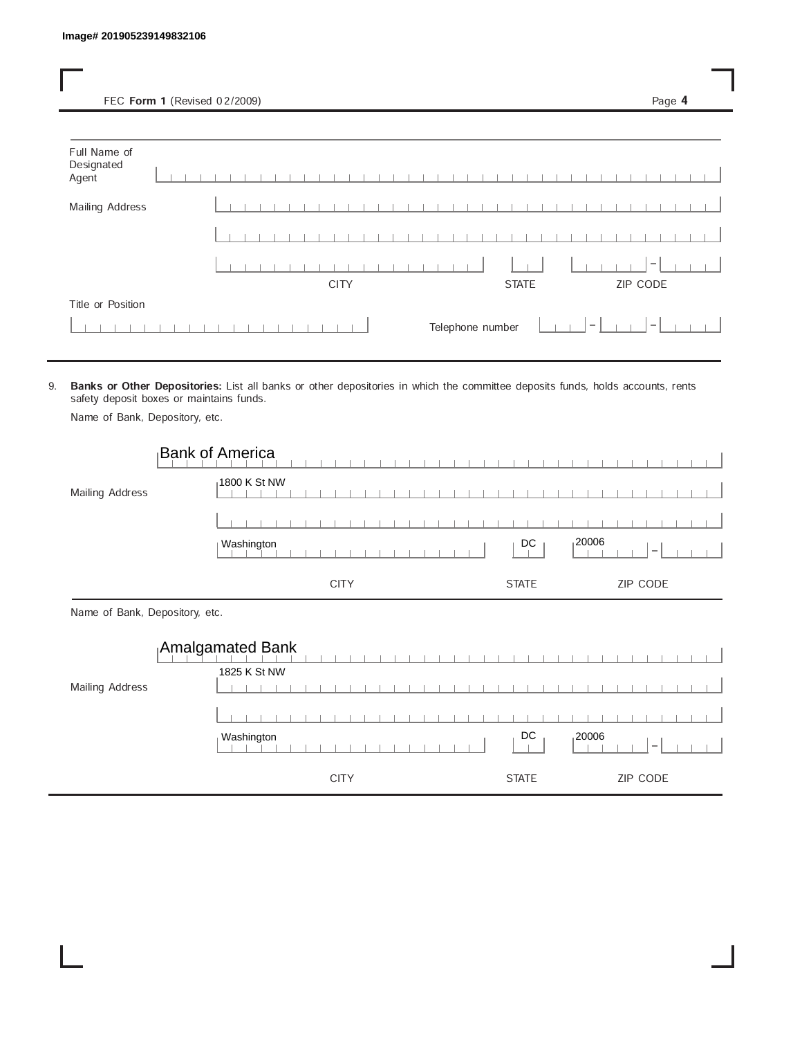Image# 201905239149832106

FEC **Form 1** (Revised 02/2009)

Full Name of Designated Agent

Mailing Address

CITY | STATE | ZIP CODE

Title or Position

Telephone number

9. **Banks or Other Depositories:** List all banks or other depositories in which the committee deposits funds, holds accounts, rents safety deposit boxes or maintains funds.

Name of Bank, Depository, etc.

Bank of America

Mailing Address: 1800 K St NW

| CITY | STATE | ZIP CODE |
|---|---|---|
| Washington | DC | 20006 |

Name of Bank, Depository, etc.

Amalgamated Bank

Mailing Address: 1825 K St NW

| CITY | STATE | ZIP CODE |
|---|---|---|
| Washington | DC | 20006 |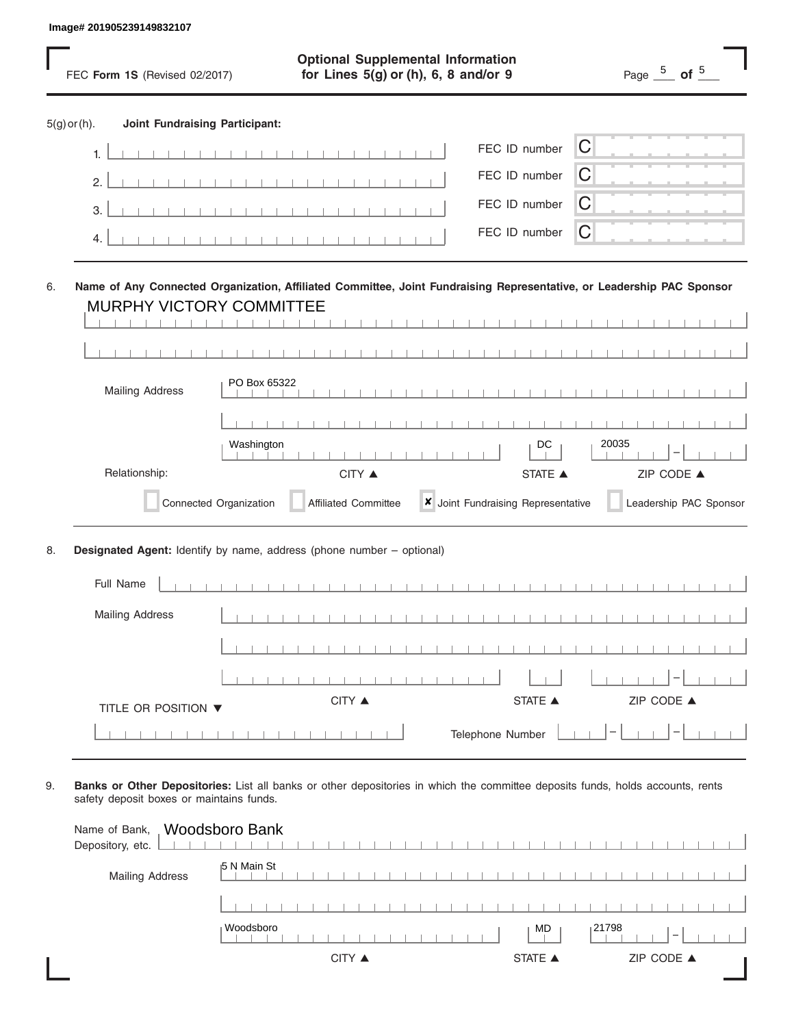Image# 201905239149832107

FEC **Form 1S** (Revised 02/2017)

**Optional Supplemental Information for Lines 5(g) or (h), 6, 8 and/or 9**

5(g) or (h). **Joint Fundraising Participant:**

1. FEC ID number C
2. FEC ID number C
3. FEC ID number C
4. FEC ID number C

6. **Name of Any Connected Organization, Affiliated Committee, Joint Fundraising Representative, or Leadership PAC Sponsor**

MURPHY VICTORY COMMITTEE

Mailing Address: PO Box 65322

Washington DC 20035

CITY ▲ STATE ▲ ZIP CODE ▲

Relationship:

- [ ] Connected Organization
- [ ] Affiliated Committee
- [x] Joint Fundraising Representative
- [ ] Leadership PAC Sponsor

8. **Designated Agent:** Identify by name, address (phone number – optional)

Full Name

Mailing Address

CITY ▲ STATE ▲ ZIP CODE ▲

TITLE OR POSITION ▼

Telephone Number

9. **Banks or Other Depositories:** List all banks or other depositories in which the committee deposits funds, holds accounts, rents safety deposit boxes or maintains funds.

Name of Bank, Depository, etc.: Woodsboro Bank

Mailing Address: 5 N Main St

Woodsboro MD 21798

CITY ▲ STATE ▲ ZIP CODE ▲